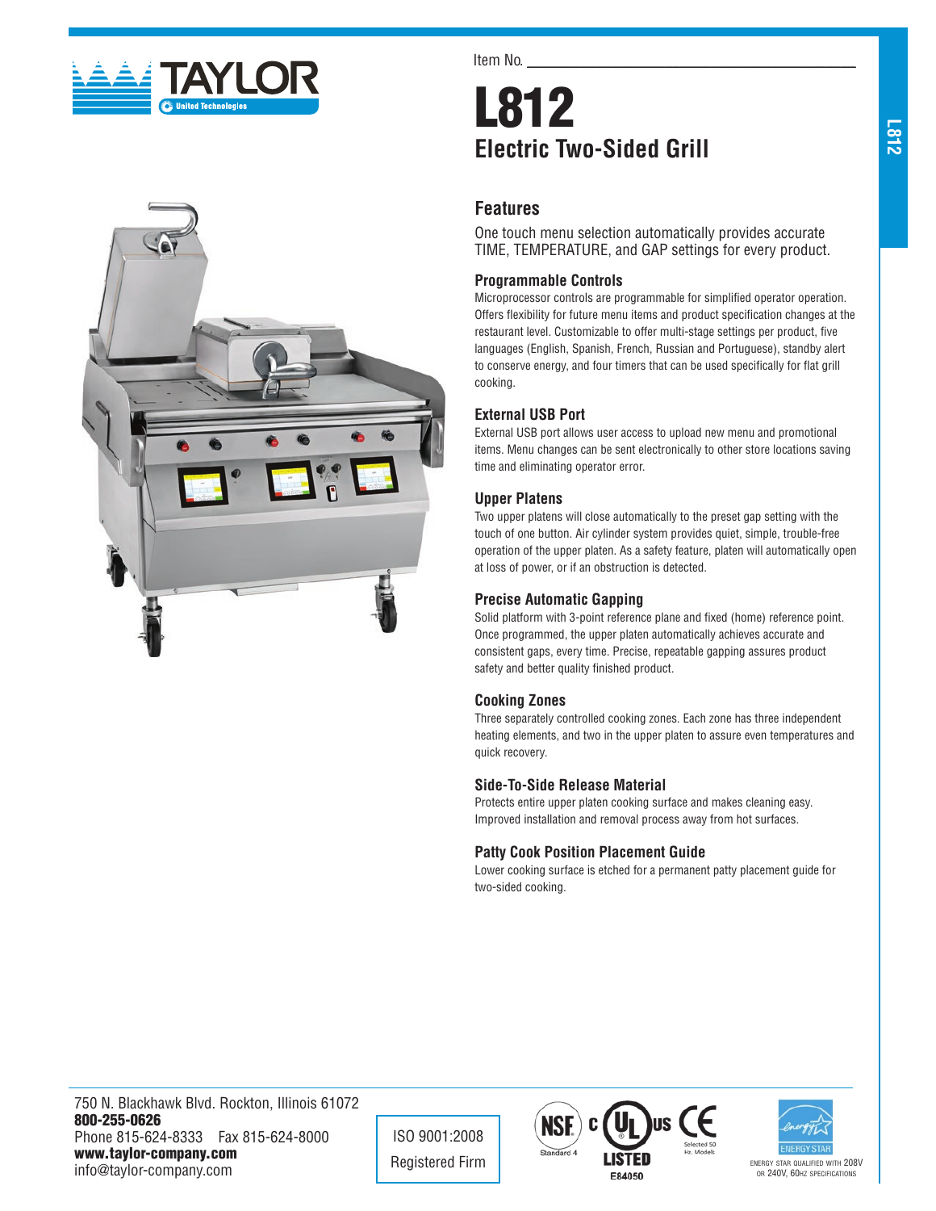Item No. \_\_\_\_\_\_\_\_\_\_\_\_\_\_\_\_\_\_\_\_\_\_\_\_\_\_\_\_\_\_\_\_\_\_\_\_\_\_\_\_\_\_\_\_

# L812

## Electric Two-Sided Grill

### Features

One touch menu selection automatically provides accurate TIME, TEMPERATURE, and GAP settings for every product.

#### Programmable Controls

Microprocessor controls are programmable for simplified operator operation. Offers flexibility for future menu items and product specification changes at the restaurant level. Customizable to offer multi-stage settings per product, five languages (English, Spanish, French, Russian and Portuguese), standby alert to conserve energy, and four timers that can be used specifically for flat grill cooking.

#### External USB Port

External USB port allows user access to upload new menu and promotional items. Menu changes can be sent electronically to other store locations saving time and eliminating operator error.

#### Upper Platens

Two upper platens will close automatically to the preset gap setting with the touch of one button. Air cylinder system provides quiet, simple, trouble-free operation of the upper platen. As a safety feature, platen will automatically open at loss of power, or if an obstruction is detected.

#### Precise Automatic Gapping

Solid platform with 3-point reference plane and fixed (home) reference point. Once programmed, the upper platen automatically achieves accurate and consistent gaps, every time. Precise, repeatable gapping assures product safety and better quality finished product.

#### Cooking Zones

Three separately controlled cooking zones. Each zone has three independent heating elements, and two in the upper platen to assure even temperatures and quick recovery.

#### Side-To-Side Release Material

Protects entire upper platen cooking surface and makes cleaning easy. Improved installation and removal process away from hot surfaces.

#### Patty Cook Position Placement Guide

Lower cooking surface is etched for a permanent patty placement guide for two-sided cooking.

---

750 N. Blackhawk Blvd. Rockton, Illinois 61072
**800-255-0626**
Phone 815-624-8333 Fax 815-624-8000
**www.taylor-company.com**
info@taylor-company.com

ISO 9001:2008
Registered Firm

NSF Standard 4 · c UL us LISTED E84050 · CE Selected 50 Hz. Models

ENERGY STAR QUALIFIED WITH 208V OR 240V, 60HZ SPECIFICATIONS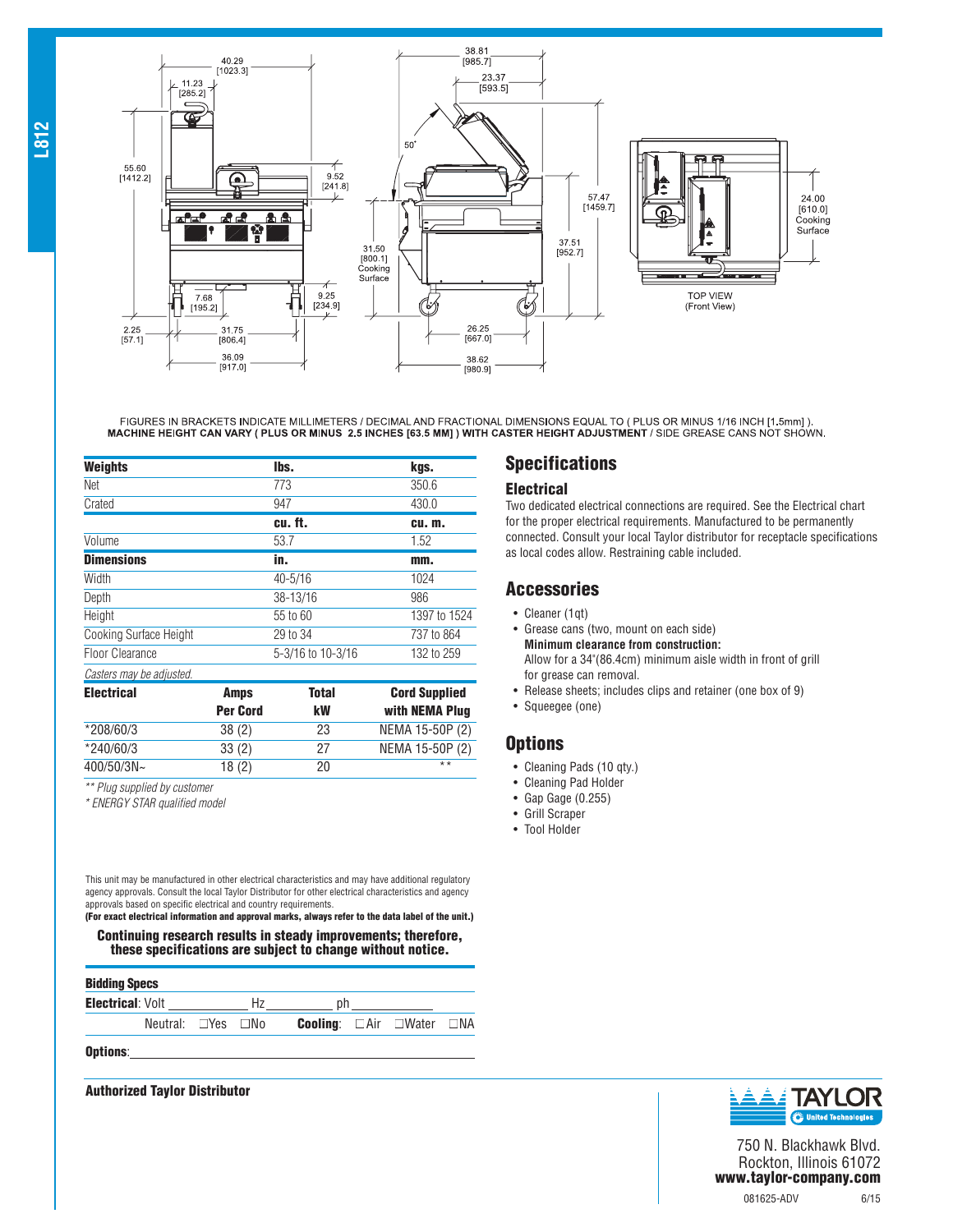55.60
[1412.2]

40.29
[1023.3]

11.23
[285.2]

9.52
[241.8]

7.68
[195.2]

9.25
[234.9]

2.25
[57.1]

31.75
[806.4]

36.09
[917.0]

38.81
[985.7]

23.37
[593.5]

50°

57.47
[1459.7]

31.50
[800.1]
Cooking
Surface

37.51
[952.7]

26.25
[667.0]

38.62
[980.9]

24.00
[610.0]
Cooking
Surface

TOP VIEW
(Front View)

FIGURES IN BRACKETS INDICATE MILLIMETERS / DECIMAL AND FRACTIONAL DIMENSIONS EQUAL TO ( PLUS OR MINUS 1/16 INCH [1.5mm] ).
**MACHINE HEIGHT CAN VARY ( PLUS OR MINUS 2.5 INCHES [63.5 MM] ) WITH CASTER HEIGHT ADJUSTMENT / SIDE GREASE CANS NOT SHOWN.**

| **Weights** | **lbs.** | **kgs.** |
|---|---|---|
| Net | 773 | 350.6 |
| Crated | 947 | 430.0 |
| | **cu. ft.** | **cu. m.** |
| Volume | 53.7 | 1.52 |
| **Dimensions** | **in.** | **mm.** |
| Width | 40-5/16 | 1024 |
| Depth | 38-13/16 | 986 |
| Height | 55 to 60 | 1397 to 1524 |
| Cooking Surface Height | 29 to 34 | 737 to 864 |
| Floor Clearance | 5-3/16 to 10-3/16 | 132 to 259 |

*Casters may be adjusted.*

| **Electrical** | **Amps Per Cord** | **Total kW** | **Cord Supplied with NEMA Plug** |
|---|---|---|---|
| *208/60/3 | 38 (2) | 23 | NEMA 15-50P (2) |
| *240/60/3 | 33 (2) | 27 | NEMA 15-50P (2) |
| 400/50/3N~ | 18 (2) | 20 | ** |

*** Plug supplied by customer*

** ENERGY STAR qualified model*

This unit may be manufactured in other electrical characteristics and may have additional regulatory agency approvals. Consult the local Taylor Distributor for other electrical characteristics and agency approvals based on specific electrical and country requirements.
**(For exact electrical information and approval marks, always refer to the data label of the unit.)**

**Continuing research results in steady improvements; therefore, these specifications are subject to change without notice.**

## Specifications

### Electrical

Two dedicated electrical connections are required. See the Electrical chart for the proper electrical requirements. Manufactured to be permanently connected. Consult your local Taylor distributor for receptacle specifications as local codes allow. Restraining cable included.

## Accessories

- Cleaner (1qt)
- Grease cans (two, mount on each side)
  **Minimum clearance from construction:**
  Allow for a 34"(86.4cm) minimum aisle width in front of grill for grease can removal.
- Release sheets; includes clips and retainer (one box of 9)
- Squeegee (one)

## Options

- Cleaning Pads (10 qty.)
- Cleaning Pad Holder
- Gap Gage (0.255)
- Grill Scraper
- Tool Holder

**Bidding Specs**

**Electrical**: Volt ____________ Hz ____________ ph ____________

Neutral: ☐Yes ☐No **Cooling**: ☐Air ☐Water ☐NA

**Options**: ______________________________________________

**Authorized Taylor Distributor**

TAYLOR
United Technologies

750 N. Blackhawk Blvd.
Rockton, Illinois 61072
**www.taylor-company.com**

081625-ADV 6/15